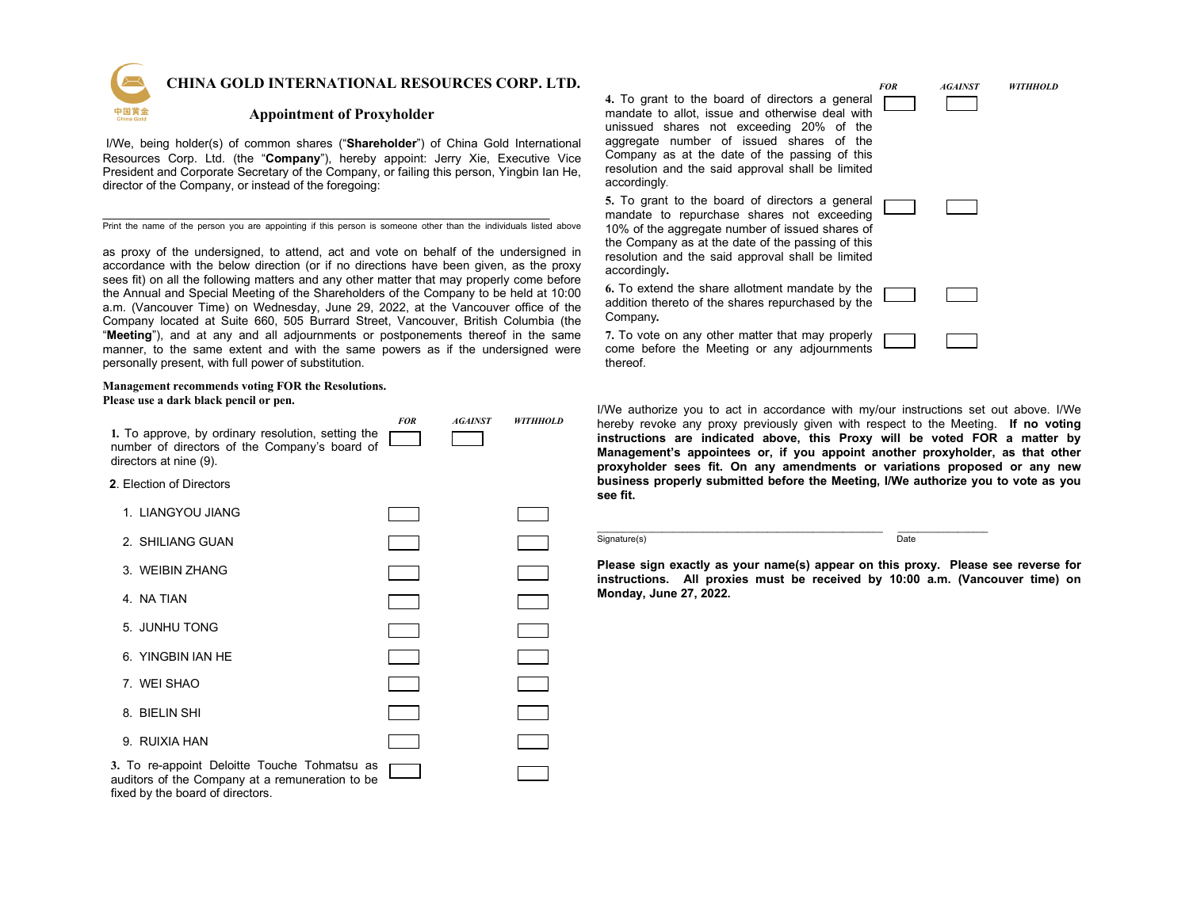# CHINA GOLD INTERNATIONAL RESOURCES CORP. LTD.

## Appointment of Proxyholder

I/We, being holder(s) of common shares ("**Shareholder**") of China Gold International Resources Corp. Ltd. (the "**Company**"), hereby appoint: Jerry Xie, Executive Vice President and Corporate Secretary of the Company, or failing this person, Yingbin Ian He, director of the Company, or instead of the foregoing:

______________________________________________________________

Print the name of the person you are appointing if this person is someone other than the individuals listed above

as proxy of the undersigned, to attend, act and vote on behalf of the undersigned in accordance with the below direction (or if no directions have been given, as the proxy sees fit) on all the following matters and any other matter that may properly come before the Annual and Special Meeting of the Shareholders of the Company to be held at 10:00 a.m. (Vancouver Time) on Wednesday, June 29, 2022, at the Vancouver office of the Company located at Suite 660, 505 Burrard Street, Vancouver, British Columbia (the "**Meeting**"), and at any and all adjournments or postponements thereof in the same manner, to the same extent and with the same powers as if the undersigned were personally present, with full power of substitution.

**Management recommends voting FOR the Resolutions.**
**Please use a dark black pencil or pen.**

| | *FOR* | *AGAINST* | *WITHHOLD* |
|---|---|---|---|
| **1.** To approve, by ordinary resolution, setting the number of directors of the Company's board of directors at nine (9). | ☐ | ☐ | |
| **2**. Election of Directors | | | |
| 1. LIANGYOU JIANG | ☐ | | ☐ |
| 2. SHILIANG GUAN | ☐ | | ☐ |
| 3. WEIBIN ZHANG | ☐ | | ☐ |
| 4. NA TIAN | ☐ | | ☐ |
| 5. JUNHU TONG | ☐ | | ☐ |
| 6. YINGBIN IAN HE | ☐ | | ☐ |
| 7. WEI SHAO | ☐ | | ☐ |
| 8. BIELIN SHI | ☐ | | ☐ |
| 9. RUIXIA HAN | ☐ | | ☐ |
| **3.** To re-appoint Deloitte Touche Tohmatsu as auditors of the Company at a remuneration to be fixed by the board of directors. | ☐ | | ☐ |
| **4.** To grant to the board of directors a general mandate to allot, issue and otherwise deal with unissued shares not exceeding 20% of the aggregate number of issued shares of the Company as at the date of the passing of this resolution and the said approval shall be limited accordingly. | ☐ | ☐ | |
| **5.** To grant to the board of directors a general mandate to repurchase shares not exceeding 10% of the aggregate number of issued shares of the Company as at the date of the passing of this resolution and the said approval shall be limited accordingly**.** | ☐ | ☐ | |
| **6.** To extend the share allotment mandate by the addition thereto of the shares repurchased by the Company**.** | ☐ | ☐ | |
| **7.** To vote on any other matter that may properly come before the Meeting or any adjournments thereof. | ☐ | ☐ | |

I/We authorize you to act in accordance with my/our instructions set out above. I/We hereby revoke any proxy previously given with respect to the Meeting. **If no voting instructions are indicated above, this Proxy will be voted FOR a matter by Management's appointees or, if you appoint another proxyholder, as that other proxyholder sees fit. On any amendments or variations proposed or any new business properly submitted before the Meeting, I/We authorize you to vote as you see fit.**

______________________________________ ________________

Signature(s) Date

**Please sign exactly as your name(s) appear on this proxy. Please see reverse for instructions. All proxies must be received by 10:00 a.m. (Vancouver time) on Monday, June 27, 2022.**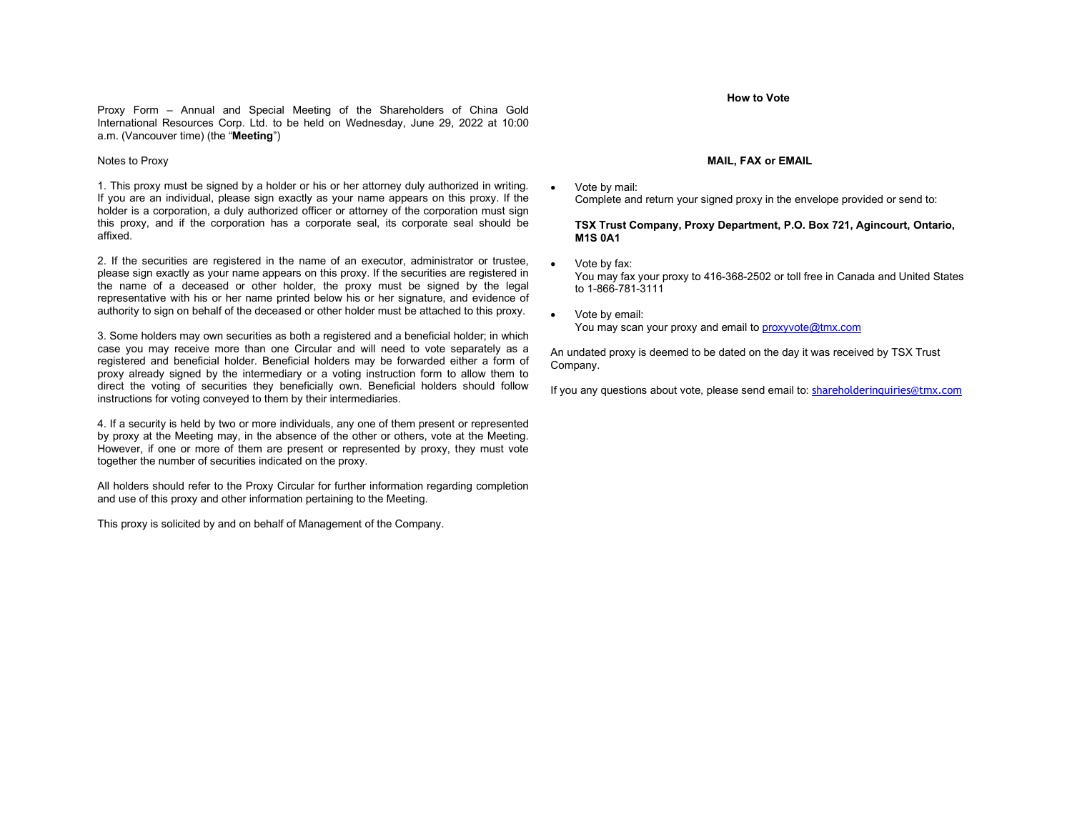Proxy Form – Annual and Special Meeting of the Shareholders of China Gold International Resources Corp. Ltd. to be held on Wednesday, June 29, 2022 at 10:00 a.m. (Vancouver time) (the “**Meeting**”)

Notes to Proxy

1. This proxy must be signed by a holder or his or her attorney duly authorized in writing. If you are an individual, please sign exactly as your name appears on this proxy. If the holder is a corporation, a duly authorized officer or attorney of the corporation must sign this proxy, and if the corporation has a corporate seal, its corporate seal should be affixed.

2. If the securities are registered in the name of an executor, administrator or trustee, please sign exactly as your name appears on this proxy. If the securities are registered in the name of a deceased or other holder, the proxy must be signed by the legal representative with his or her name printed below his or her signature, and evidence of authority to sign on behalf of the deceased or other holder must be attached to this proxy.

3. Some holders may own securities as both a registered and a beneficial holder; in which case you may receive more than one Circular and will need to vote separately as a registered and beneficial holder. Beneficial holders may be forwarded either a form of proxy already signed by the intermediary or a voting instruction form to allow them to direct the voting of securities they beneficially own. Beneficial holders should follow instructions for voting conveyed to them by their intermediaries.

4. If a security is held by two or more individuals, any one of them present or represented by proxy at the Meeting may, in the absence of the other or others, vote at the Meeting. However, if one or more of them are present or represented by proxy, they must vote together the number of securities indicated on the proxy.

All holders should refer to the Proxy Circular for further information regarding completion and use of this proxy and other information pertaining to the Meeting.

This proxy is solicited by and on behalf of Management of the Company.

**How to Vote**

**MAIL, FAX or EMAIL**

- Vote by mail:
  Complete and return your signed proxy in the envelope provided or send to:

  **TSX Trust Company, Proxy Department, P.O. Box 721, Agincourt, Ontario, M1S 0A1**

- Vote by fax:
  You may fax your proxy to 416-368-2502 or toll free in Canada and United States to 1-866-781-3111

- Vote by email:
  You may scan your proxy and email to proxyvote@tmx.com

An undated proxy is deemed to be dated on the day it was received by TSX Trust Company.

If you any questions about vote, please send email to: shareholderinquiries@tmx.com